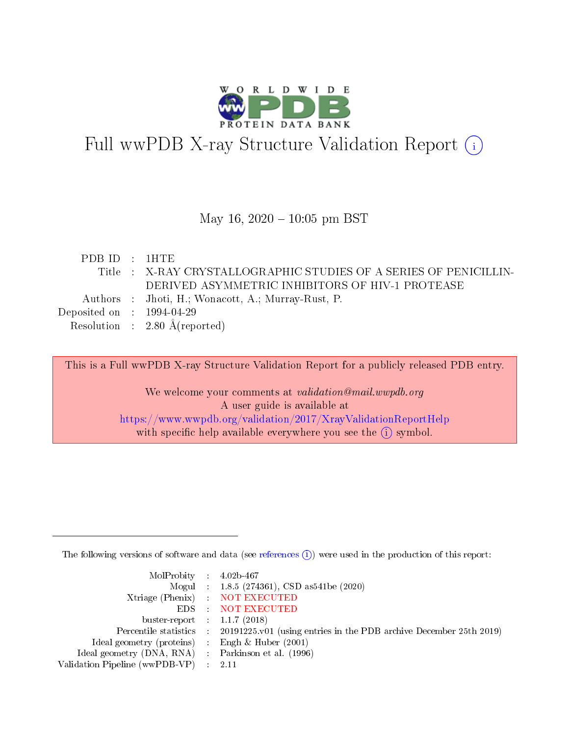# Full wwPDB X-ray Structure Validation Report (i)

May 16, 2020 – 10:05 pm BST

| | | |
|---|---|---|
| PDB ID | : | 1HTE |
| Title | : | X-RAY CRYSTALLOGRAPHIC STUDIES OF A SERIES OF PENICILLIN-DERIVED ASYMMETRIC INHIBITORS OF HIV-1 PROTEASE |
| Authors | : | Jhoti, H.; Wonacott, A.; Murray-Rust, P. |
| Deposited on | : | 1994-04-29 |
| Resolution | : | 2.80 Å(reported) |

This is a Full wwPDB X-ray Structure Validation Report for a publicly released PDB entry.

We welcome your comments at *validation@mail.wwpdb.org*
A user guide is available at
https://www.wwpdb.org/validation/2017/XrayValidationReportHelp
with specific help available everywhere you see the (i) symbol.

The following versions of software and data (see references (i)) were used in the production of this report:

| | | |
|---|---|---|
| MolProbity | : | 4.02b-467 |
| Mogul | : | 1.8.5 (274361), CSD as541be (2020) |
| Xtriage (Phenix) | : | NOT EXECUTED |
| EDS | : | NOT EXECUTED |
| buster-report | : | 1.1.7 (2018) |
| Percentile statistics | : | 20191225.v01 (using entries in the PDB archive December 25th 2019) |
| Ideal geometry (proteins) | : | Engh & Huber (2001) |
| Ideal geometry (DNA, RNA) | : | Parkinson et al. (1996) |
| Validation Pipeline (wwPDB-VP) | : | 2.11 |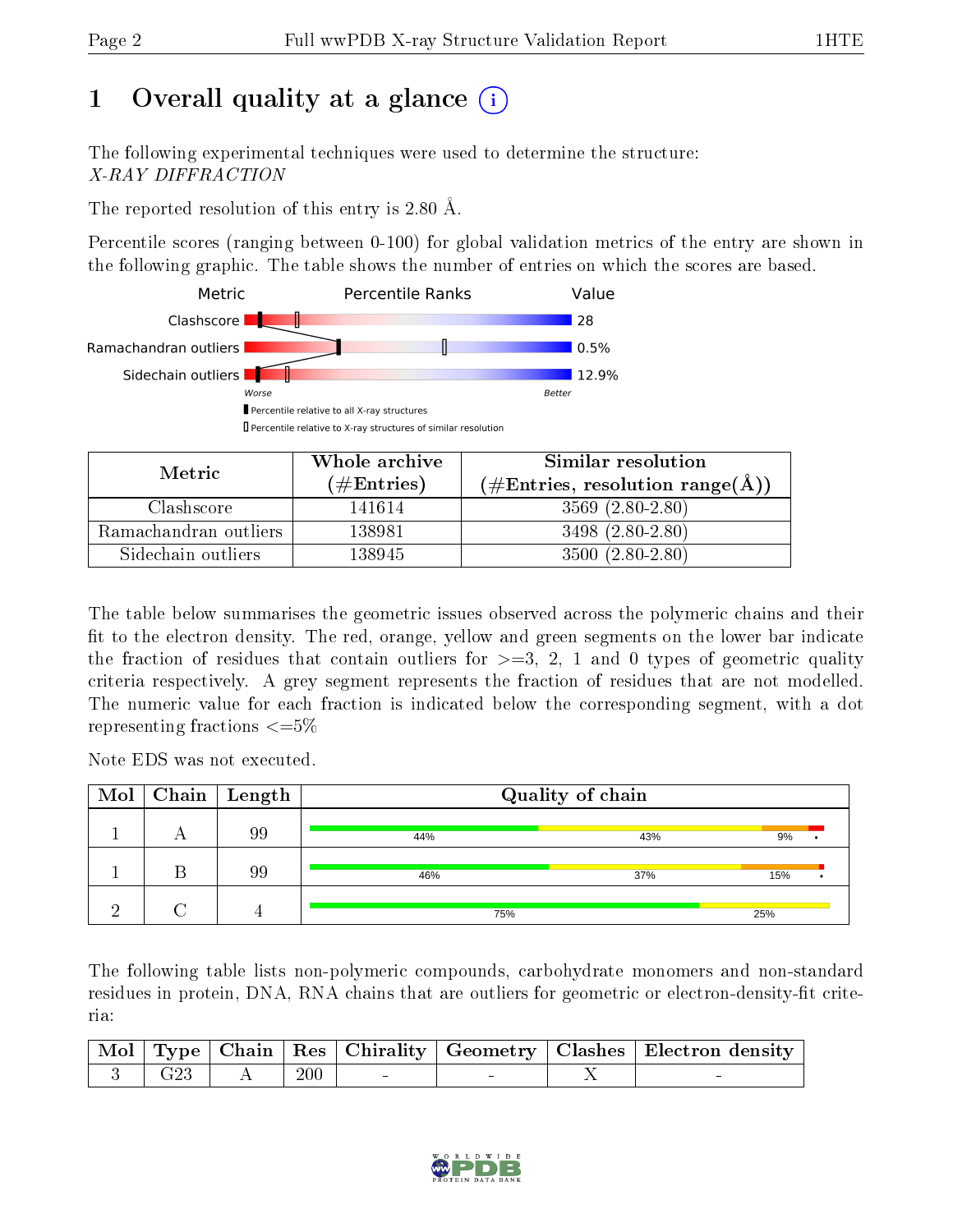# 1 Overall quality at a glance

The following experimental techniques were used to determine the structure:
*X-RAY DIFFRACTION*

The reported resolution of this entry is 2.80 Å.

Percentile scores (ranging between 0-100) for global validation metrics of the entry are shown in the following graphic. The table shows the number of entries on which the scores are based.

| Metric | Value |
|---|---|
| Clashscore | 28 |
| Ramachandran outliers | 0.5% |
| Sidechain outliers | 12.9% |

| Metric | Whole archive (#Entries) | Similar resolution (#Entries, resolution range(Å)) |
|---|---|---|
| Clashscore | 141614 | 3569 (2.80-2.80) |
| Ramachandran outliers | 138981 | 3498 (2.80-2.80) |
| Sidechain outliers | 138945 | 3500 (2.80-2.80) |

The table below summarises the geometric issues observed across the polymeric chains and their fit to the electron density. The red, orange, yellow and green segments on the lower bar indicate the fraction of residues that contain outliers for >=3, 2, 1 and 0 types of geometric quality criteria respectively. A grey segment represents the fraction of residues that are not modelled. The numeric value for each fraction is indicated below the corresponding segment, with a dot representing fractions <=5%

Note EDS was not executed.

| Mol | Chain | Length | Quality of chain |
|---|---|---|---|
| 1 | A | 99 | 44% / 43% / 9% / • |
| 1 | B | 99 | 46% / 37% / 15% / • |
| 2 | C | 4 | 75% / 25% |

The following table lists non-polymeric compounds, carbohydrate monomers and non-standard residues in protein, DNA, RNA chains that are outliers for geometric or electron-density-fit criteria:

| Mol | Type | Chain | Res | Chirality | Geometry | Clashes | Electron density |
|---|---|---|---|---|---|---|---|
| 3 | G23 | A | 200 | - | - | X | - |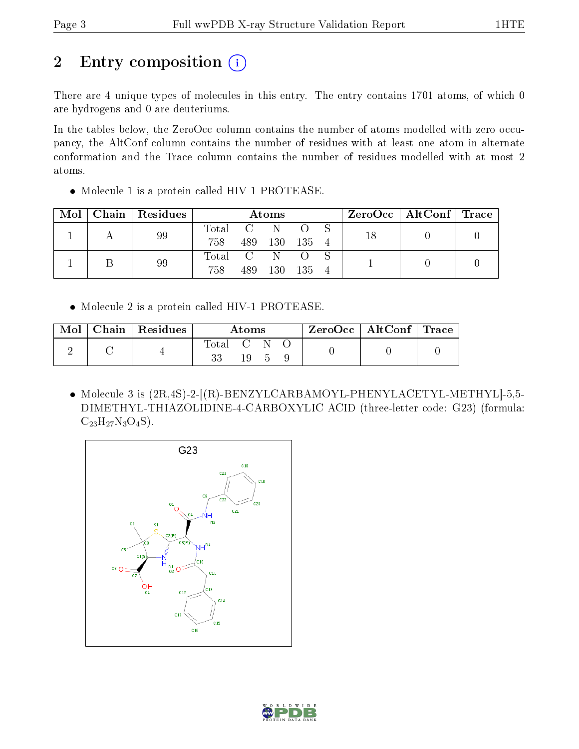# 2 Entry composition

There are 4 unique types of molecules in this entry. The entry contains 1701 atoms, of which 0 are hydrogens and 0 are deuteriums.

In the tables below, the ZeroOcc column contains the number of atoms modelled with zero occupancy, the AltConf column contains the number of residues with at least one atom in alternate conformation and the Trace column contains the number of residues modelled with at most 2 atoms.

- Molecule 1 is a protein called HIV-1 PROTEASE.

| Mol | Chain | Residues | Atoms | | | | | ZeroOcc | AltConf | Trace |
|---|---|---|---|---|---|---|---|---|---|---|
| 1 | A | 99 | Total<br>758 | C<br>489 | N<br>130 | O<br>135 | S<br>4 | 18 | 0 | 0 |
| 1 | B | 99 | Total<br>758 | C<br>489 | N<br>130 | O<br>135 | S<br>4 | 1 | 0 | 0 |

- Molecule 2 is a protein called HIV-1 PROTEASE.

| Mol | Chain | Residues | Atoms | | | | ZeroOcc | AltConf | Trace |
|---|---|---|---|---|---|---|---|---|---|
| 2 | C | 4 | Total<br>33 | C<br>19 | N<br>5 | O<br>9 | 0 | 0 | 0 |

- Molecule 3 is (2R,4S)-2-[(R)-BENZYLCARBAMOYL-PHENYLACETYL-METHYL]-5,5-DIMETHYL-THIAZOLIDINE-4-CARBOXYLIC ACID (three-letter code: G23) (formula: $C_{23}H_{27}N_3O_4S$).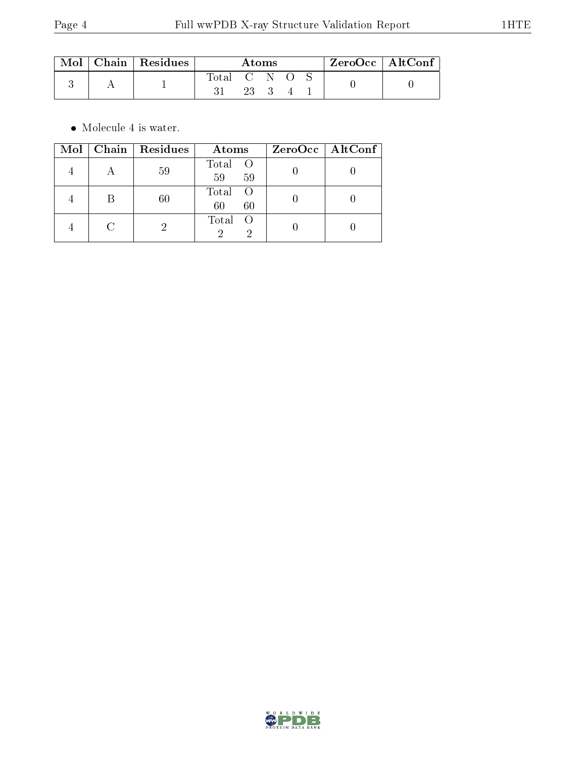| Mol | Chain | Residues | Atoms | | | | | ZeroOcc | AltConf |
|---|---|---|---|---|---|---|---|---|---|
| 3 | A | 1 | Total | C | N | O | S | 0 | 0 |
| | | | 31 | 23 | 3 | 4 | 1 | | |

- Molecule 4 is water.

| Mol | Chain | Residues | Atoms | | ZeroOcc | AltConf |
|---|---|---|---|---|---|---|
| 4 | A | 59 | Total | O | 0 | 0 |
| | | | 59 | 59 | | |
| 4 | B | 60 | Total | O | 0 | 0 |
| | | | 60 | 60 | | |
| 4 | C | 2 | Total | O | 0 | 0 |
| | | | 2 | 2 | | |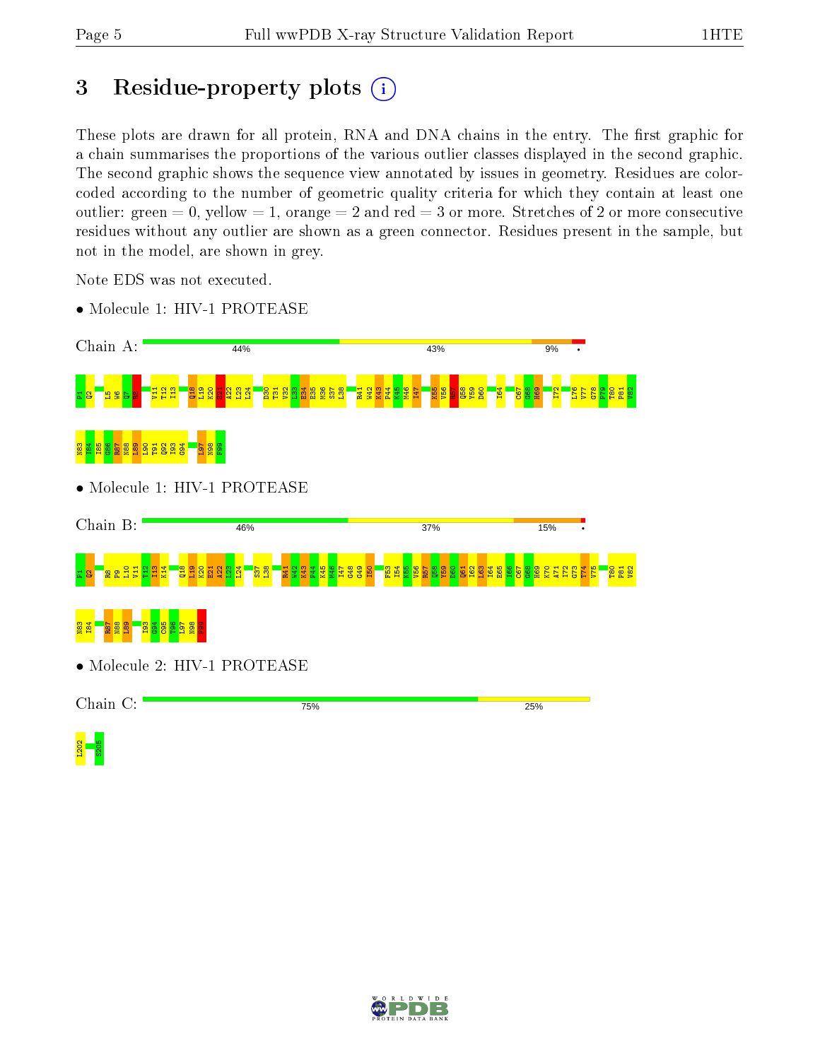# 3 Residue-property plots

These plots are drawn for all protein, RNA and DNA chains in the entry. The first graphic for a chain summarises the proportions of the various outlier classes displayed in the second graphic. The second graphic shows the sequence view annotated by issues in geometry. Residues are color-coded according to the number of geometric quality criteria for which they contain at least one outlier: green = 0, yellow = 1, orange = 2 and red = 3 or more. Stretches of 2 or more consecutive residues without any outlier are shown as a green connector. Residues present in the sample, but not in the model, are shown in grey.

Note EDS was not executed.

- Molecule 1: HIV-1 PROTEASE

Chain A: 44% 43% 9%

P1 Q2 L5 W6 Q7 R8 V11 T12 I13 Q18 L19 K20 E21 A22 L23 L24 D30 T31 V32 L33 E34 E35 M36 S37 L38 R41 W42 K43 P44 K45 M46 I47 K55 V56 R57 Q58 Y59 D60 I64 C67 G68 H69 I72 L76 V77 G78 P79 T80 P81 V82 N83 I84 I85 G86 R87 N88 L89 L90 T91 Q92 I93 G94 L97 N98 F99

- Molecule 1: HIV-1 PROTEASE

Chain B: 46% 37% 15%

P1 Q2 R8 P9 L10 V11 T12 I13 K14 Q18 L19 K20 E21 A22 L23 L24 S37 L38 R41 W42 K43 P44 K45 M46 I47 G48 G49 I50 F53 I54 K55 V56 R57 Q58 Y59 D60 Q61 I62 L63 I64 E65 I66 C67 G68 H69 K70 A71 I72 G73 T74 V75 T80 P81 V82 N83 I84 R87 N88 L89 I93 G94 C95 T96 L97 N98 F99

- Molecule 2: HIV-1 PROTEASE

Chain C: 75% 25%

L202 S205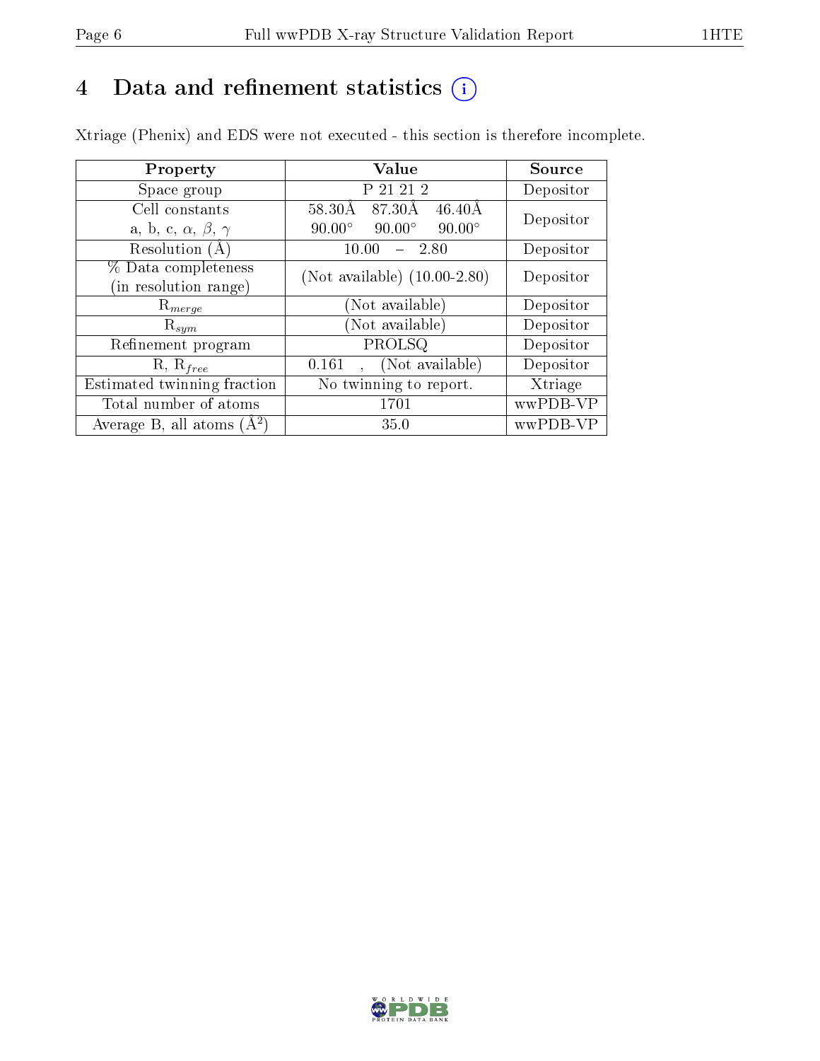# 4 Data and refinement statistics

Xtriage (Phenix) and EDS were not executed - this section is therefore incomplete.

| Property | Value | Source |
|---|---|---|
| Space group | P 21 21 2 | Depositor |
| Cell constants<br>a, b, c, $\alpha$, $\beta$, $\gamma$ | 58.30Å 87.30Å 46.40Å<br>90.00° 90.00° 90.00° | Depositor |
| Resolution (Å) | 10.00 – 2.80 | Depositor |
| % Data completeness<br>(in resolution range) | (Not available) (10.00-2.80) | Depositor |
| $R_{merge}$ | (Not available) | Depositor |
| $R_{sym}$ | (Not available) | Depositor |
| Refinement program | PROLSQ | Depositor |
| R, $R_{free}$ | 0.161 , (Not available) | Depositor |
| Estimated twinning fraction | No twinning to report. | Xtriage |
| Total number of atoms | 1701 | wwPDB-VP |
| Average B, all atoms (Å$^2$) | 35.0 | wwPDB-VP |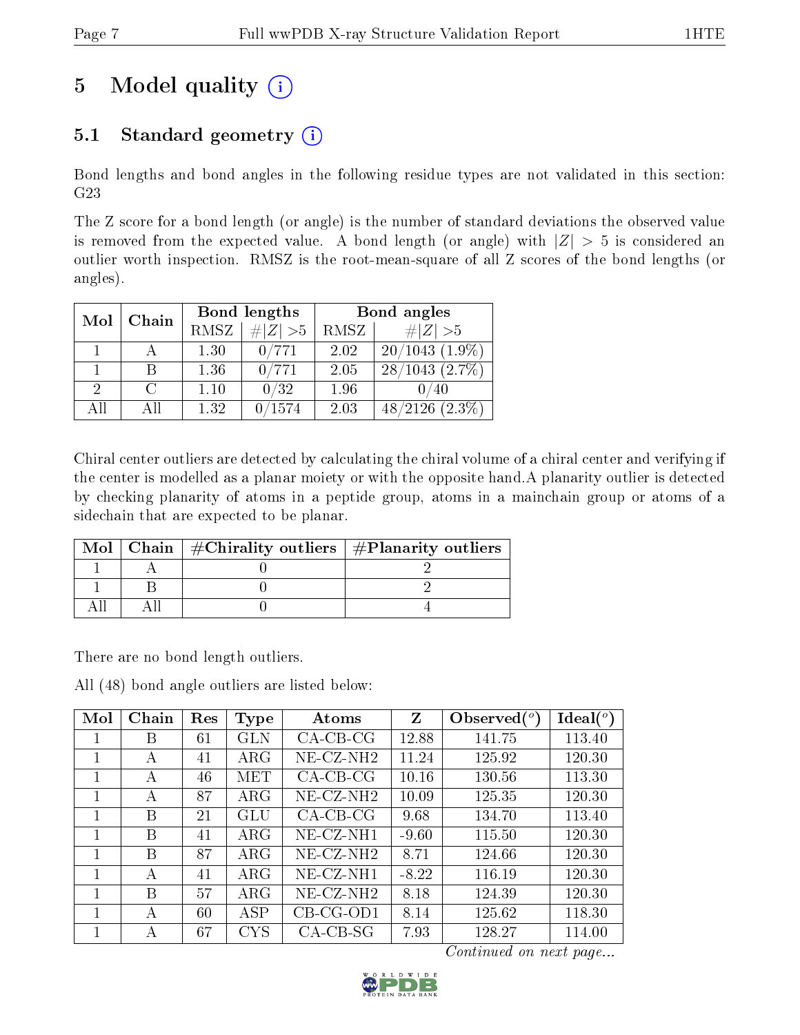# 5 Model quality (i)

## 5.1 Standard geometry (i)

Bond lengths and bond angles in the following residue types are not validated in this section: G23

The Z score for a bond length (or angle) is the number of standard deviations the observed value is removed from the expected value. A bond length (or angle) with $|Z| > 5$ is considered an outlier worth inspection. RMSZ is the root-mean-square of all Z scores of the bond lengths (or angles).

| Mol | Chain | Bond lengths | | Bond angles | |
|---|---|---|---|---|---|
| | | RMSZ | $\#\|Z\| > 5$ | RMSZ | $\#\|Z\| > 5$ |
| 1 | A | 1.30 | 0/771 | 2.02 | 20/1043 (1.9%) |
| 1 | B | 1.36 | 0/771 | 2.05 | 28/1043 (2.7%) |
| 2 | C | 1.10 | 0/32 | 1.96 | 0/40 |
| All | All | 1.32 | 0/1574 | 2.03 | 48/2126 (2.3%) |

Chiral center outliers are detected by calculating the chiral volume of a chiral center and verifying if the center is modelled as a planar moiety or with the opposite hand.A planarity outlier is detected by checking planarity of atoms in a peptide group, atoms in a mainchain group or atoms of a sidechain that are expected to be planar.

| Mol | Chain | #Chirality outliers | #Planarity outliers |
|---|---|---|---|
| 1 | A | 0 | 2 |
| 1 | B | 0 | 2 |
| All | All | 0 | 4 |

There are no bond length outliers.

All (48) bond angle outliers are listed below:

| Mol | Chain | Res | Type | Atoms | Z | Observed(°) | Ideal(°) |
|---|---|---|---|---|---|---|---|
| 1 | B | 61 | GLN | CA-CB-CG | 12.88 | 141.75 | 113.40 |
| 1 | A | 41 | ARG | NE-CZ-NH2 | 11.24 | 125.92 | 120.30 |
| 1 | A | 46 | MET | CA-CB-CG | 10.16 | 130.56 | 113.30 |
| 1 | A | 87 | ARG | NE-CZ-NH2 | 10.09 | 125.35 | 120.30 |
| 1 | B | 21 | GLU | CA-CB-CG | 9.68 | 134.70 | 113.40 |
| 1 | B | 41 | ARG | NE-CZ-NH1 | -9.60 | 115.50 | 120.30 |
| 1 | B | 87 | ARG | NE-CZ-NH2 | 8.71 | 124.66 | 120.30 |
| 1 | A | 41 | ARG | NE-CZ-NH1 | -8.22 | 116.19 | 120.30 |
| 1 | B | 57 | ARG | NE-CZ-NH2 | 8.18 | 124.39 | 120.30 |
| 1 | A | 60 | ASP | CB-CG-OD1 | 8.14 | 125.62 | 118.30 |
| 1 | A | 67 | CYS | CA-CB-SG | 7.93 | 128.27 | 114.00 |

*Continued on next page...*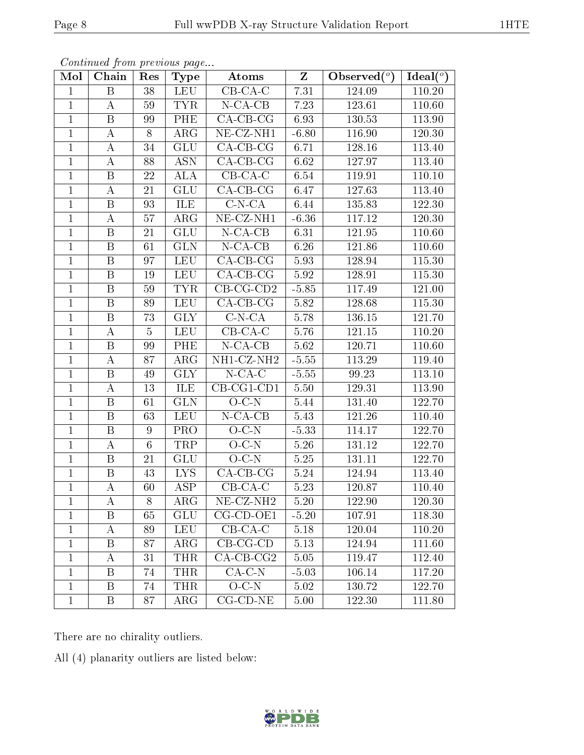*Continued from previous page...*

| Mol | Chain | Res | Type | Atoms | Z | Observed(°) | Ideal(°) |
|---|---|---|---|---|---|---|---|
| 1 | B | 38 | LEU | CB-CA-C | 7.31 | 124.09 | 110.20 |
| 1 | A | 59 | TYR | N-CA-CB | 7.23 | 123.61 | 110.60 |
| 1 | B | 99 | PHE | CA-CB-CG | 6.93 | 130.53 | 113.90 |
| 1 | A | 8 | ARG | NE-CZ-NH1 | -6.80 | 116.90 | 120.30 |
| 1 | A | 34 | GLU | CA-CB-CG | 6.71 | 128.16 | 113.40 |
| 1 | A | 88 | ASN | CA-CB-CG | 6.62 | 127.97 | 113.40 |
| 1 | B | 22 | ALA | CB-CA-C | 6.54 | 119.91 | 110.10 |
| 1 | A | 21 | GLU | CA-CB-CG | 6.47 | 127.63 | 113.40 |
| 1 | B | 93 | ILE | C-N-CA | 6.44 | 135.83 | 122.30 |
| 1 | A | 57 | ARG | NE-CZ-NH1 | -6.36 | 117.12 | 120.30 |
| 1 | B | 21 | GLU | N-CA-CB | 6.31 | 121.95 | 110.60 |
| 1 | B | 61 | GLN | N-CA-CB | 6.26 | 121.86 | 110.60 |
| 1 | B | 97 | LEU | CA-CB-CG | 5.93 | 128.94 | 115.30 |
| 1 | B | 19 | LEU | CA-CB-CG | 5.92 | 128.91 | 115.30 |
| 1 | B | 59 | TYR | CB-CG-CD2 | -5.85 | 117.49 | 121.00 |
| 1 | B | 89 | LEU | CA-CB-CG | 5.82 | 128.68 | 115.30 |
| 1 | B | 73 | GLY | C-N-CA | 5.78 | 136.15 | 121.70 |
| 1 | A | 5 | LEU | CB-CA-C | 5.76 | 121.15 | 110.20 |
| 1 | B | 99 | PHE | N-CA-CB | 5.62 | 120.71 | 110.60 |
| 1 | A | 87 | ARG | NH1-CZ-NH2 | -5.55 | 113.29 | 119.40 |
| 1 | B | 49 | GLY | N-CA-C | -5.55 | 99.23 | 113.10 |
| 1 | A | 13 | ILE | CB-CG1-CD1 | 5.50 | 129.31 | 113.90 |
| 1 | B | 61 | GLN | O-C-N | 5.44 | 131.40 | 122.70 |
| 1 | B | 63 | LEU | N-CA-CB | 5.43 | 121.26 | 110.40 |
| 1 | B | 9 | PRO | O-C-N | -5.33 | 114.17 | 122.70 |
| 1 | A | 6 | TRP | O-C-N | 5.26 | 131.12 | 122.70 |
| 1 | B | 21 | GLU | O-C-N | 5.25 | 131.11 | 122.70 |
| 1 | B | 43 | LYS | CA-CB-CG | 5.24 | 124.94 | 113.40 |
| 1 | A | 60 | ASP | CB-CA-C | 5.23 | 120.87 | 110.40 |
| 1 | A | 8 | ARG | NE-CZ-NH2 | 5.20 | 122.90 | 120.30 |
| 1 | B | 65 | GLU | CG-CD-OE1 | -5.20 | 107.91 | 118.30 |
| 1 | A | 89 | LEU | CB-CA-C | 5.18 | 120.04 | 110.20 |
| 1 | B | 87 | ARG | CB-CG-CD | 5.13 | 124.94 | 111.60 |
| 1 | A | 31 | THR | CA-CB-CG2 | 5.05 | 119.47 | 112.40 |
| 1 | B | 74 | THR | CA-C-N | -5.03 | 106.14 | 117.20 |
| 1 | B | 74 | THR | O-C-N | 5.02 | 130.72 | 122.70 |
| 1 | B | 87 | ARG | CG-CD-NE | 5.00 | 122.30 | 111.80 |

There are no chirality outliers.

All (4) planarity outliers are listed below: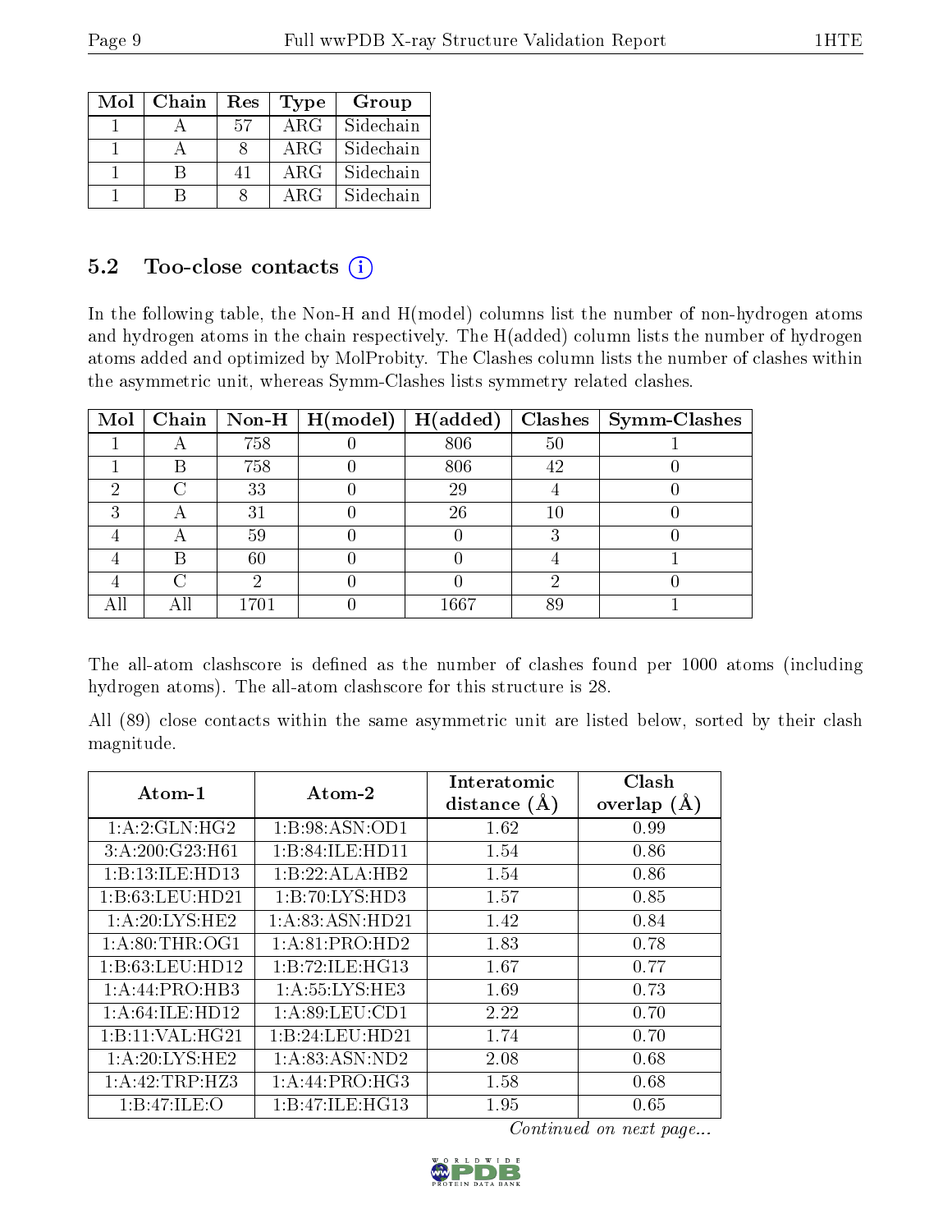| Mol | Chain | Res | Type | Group |
|---|---|---|---|---|
| 1 | A | 57 | ARG | Sidechain |
| 1 | A | 8 | ARG | Sidechain |
| 1 | B | 41 | ARG | Sidechain |
| 1 | B | 8 | ARG | Sidechain |

## 5.2 Too-close contacts

In the following table, the Non-H and H(model) columns list the number of non-hydrogen atoms and hydrogen atoms in the chain respectively. The H(added) column lists the number of hydrogen atoms added and optimized by MolProbity. The Clashes column lists the number of clashes within the asymmetric unit, whereas Symm-Clashes lists symmetry related clashes.

| Mol | Chain | Non-H | H(model) | H(added) | Clashes | Symm-Clashes |
|---|---|---|---|---|---|---|
| 1 | A | 758 | 0 | 806 | 50 | 1 |
| 1 | B | 758 | 0 | 806 | 42 | 0 |
| 2 | C | 33 | 0 | 29 | 4 | 0 |
| 3 | A | 31 | 0 | 26 | 10 | 0 |
| 4 | A | 59 | 0 | 0 | 3 | 0 |
| 4 | B | 60 | 0 | 0 | 4 | 1 |
| 4 | C | 2 | 0 | 0 | 2 | 0 |
| All | All | 1701 | 0 | 1667 | 89 | 1 |

The all-atom clashscore is defined as the number of clashes found per 1000 atoms (including hydrogen atoms). The all-atom clashscore for this structure is 28.

All (89) close contacts within the same asymmetric unit are listed below, sorted by their clash magnitude.

| Atom-1 | Atom-2 | Interatomic distance (Å) | Clash overlap (Å) |
|---|---|---|---|
| 1:A:2:GLN:HG2 | 1:B:98:ASN:OD1 | 1.62 | 0.99 |
| 3:A:200:G23:H61 | 1:B:84:ILE:HD11 | 1.54 | 0.86 |
| 1:B:13:ILE:HD13 | 1:B:22:ALA:HB2 | 1.54 | 0.86 |
| 1:B:63:LEU:HD21 | 1:B:70:LYS:HD3 | 1.57 | 0.85 |
| 1:A:20:LYS:HE2 | 1:A:83:ASN:HD21 | 1.42 | 0.84 |
| 1:A:80:THR:OG1 | 1:A:81:PRO:HD2 | 1.83 | 0.78 |
| 1:B:63:LEU:HD12 | 1:B:72:ILE:HG13 | 1.67 | 0.77 |
| 1:A:44:PRO:HB3 | 1:A:55:LYS:HE3 | 1.69 | 0.73 |
| 1:A:64:ILE:HD12 | 1:A:89:LEU:CD1 | 2.22 | 0.70 |
| 1:B:11:VAL:HG21 | 1:B:24:LEU:HD21 | 1.74 | 0.70 |
| 1:A:20:LYS:HE2 | 1:A:83:ASN:ND2 | 2.08 | 0.68 |
| 1:A:42:TRP:HZ3 | 1:A:44:PRO:HG3 | 1.58 | 0.68 |
| 1:B:47:ILE:O | 1:B:47:ILE:HG13 | 1.95 | 0.65 |

*Continued on next page...*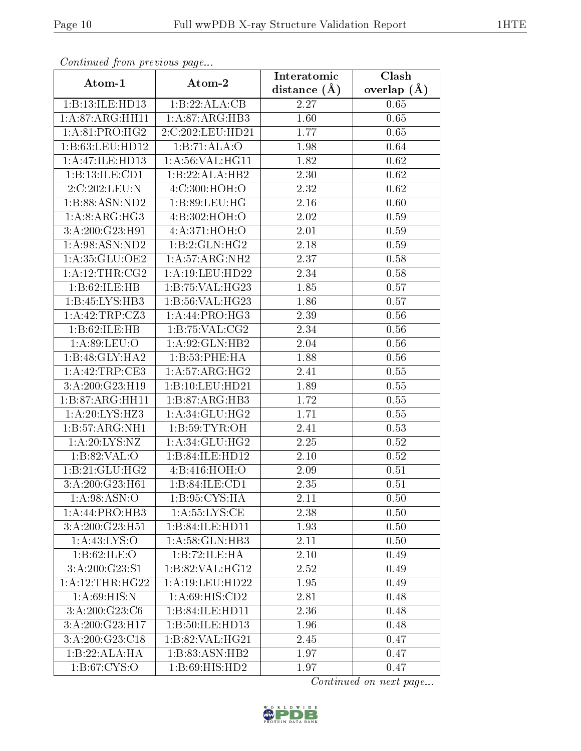*Continued from previous page...*

| Atom-1 | Atom-2 | Interatomic distance (Å) | Clash overlap (Å) |
|---|---|---|---|
| 1:B:13:ILE:HD13 | 1:B:22:ALA:CB | 2.27 | 0.65 |
| 1:A:87:ARG:HH11 | 1:A:87:ARG:HB3 | 1.60 | 0.65 |
| 1:A:81:PRO:HG2 | 2:C:202:LEU:HD21 | 1.77 | 0.65 |
| 1:B:63:LEU:HD12 | 1:B:71:ALA:O | 1.98 | 0.64 |
| 1:A:47:ILE:HD13 | 1:A:56:VAL:HG11 | 1.82 | 0.62 |
| 1:B:13:ILE:CD1 | 1:B:22:ALA:HB2 | 2.30 | 0.62 |
| 2:C:202:LEU:N | 4:C:300:HOH:O | 2.32 | 0.62 |
| 1:B:88:ASN:ND2 | 1:B:89:LEU:HG | 2.16 | 0.60 |
| 1:A:8:ARG:HG3 | 4:B:302:HOH:O | 2.02 | 0.59 |
| 3:A:200:G23:H91 | 4:A:371:HOH:O | 2.01 | 0.59 |
| 1:A:98:ASN:ND2 | 1:B:2:GLN:HG2 | 2.18 | 0.59 |
| 1:A:35:GLU:OE2 | 1:A:57:ARG:NH2 | 2.37 | 0.58 |
| 1:A:12:THR:CG2 | 1:A:19:LEU:HD22 | 2.34 | 0.58 |
| 1:B:62:ILE:HB | 1:B:75:VAL:HG23 | 1.85 | 0.57 |
| 1:B:45:LYS:HB3 | 1:B:56:VAL:HG23 | 1.86 | 0.57 |
| 1:A:42:TRP:CZ3 | 1:A:44:PRO:HG3 | 2.39 | 0.56 |
| 1:B:62:ILE:HB | 1:B:75:VAL:CG2 | 2.34 | 0.56 |
| 1:A:89:LEU:O | 1:A:92:GLN:HB2 | 2.04 | 0.56 |
| 1:B:48:GLY:HA2 | 1:B:53:PHE:HA | 1.88 | 0.56 |
| 1:A:42:TRP:CE3 | 1:A:57:ARG:HG2 | 2.41 | 0.55 |
| 3:A:200:G23:H19 | 1:B:10:LEU:HD21 | 1.89 | 0.55 |
| 1:B:87:ARG:HH11 | 1:B:87:ARG:HB3 | 1.72 | 0.55 |
| 1:A:20:LYS:HZ3 | 1:A:34:GLU:HG2 | 1.71 | 0.55 |
| 1:B:57:ARG:NH1 | 1:B:59:TYR:OH | 2.41 | 0.53 |
| 1:A:20:LYS:NZ | 1:A:34:GLU:HG2 | 2.25 | 0.52 |
| 1:B:82:VAL:O | 1:B:84:ILE:HD12 | 2.10 | 0.52 |
| 1:B:21:GLU:HG2 | 4:B:416:HOH:O | 2.09 | 0.51 |
| 3:A:200:G23:H61 | 1:B:84:ILE:CD1 | 2.35 | 0.51 |
| 1:A:98:ASN:O | 1:B:95:CYS:HA | 2.11 | 0.50 |
| 1:A:44:PRO:HB3 | 1:A:55:LYS:CE | 2.38 | 0.50 |
| 3:A:200:G23:H51 | 1:B:84:ILE:HD11 | 1.93 | 0.50 |
| 1:A:43:LYS:O | 1:A:58:GLN:HB3 | 2.11 | 0.50 |
| 1:B:62:ILE:O | 1:B:72:ILE:HA | 2.10 | 0.49 |
| 3:A:200:G23:S1 | 1:B:82:VAL:HG12 | 2.52 | 0.49 |
| 1:A:12:THR:HG22 | 1:A:19:LEU:HD22 | 1.95 | 0.49 |
| 1:A:69:HIS:N | 1:A:69:HIS:CD2 | 2.81 | 0.48 |
| 3:A:200:G23:C6 | 1:B:84:ILE:HD11 | 2.36 | 0.48 |
| 3:A:200:G23:H17 | 1:B:50:ILE:HD13 | 1.96 | 0.48 |
| 3:A:200:G23:C18 | 1:B:82:VAL:HG21 | 2.45 | 0.47 |
| 1:B:22:ALA:HA | 1:B:83:ASN:HB2 | 1.97 | 0.47 |
| 1:B:67:CYS:O | 1:B:69:HIS:HD2 | 1.97 | 0.47 |

*Continued on next page...*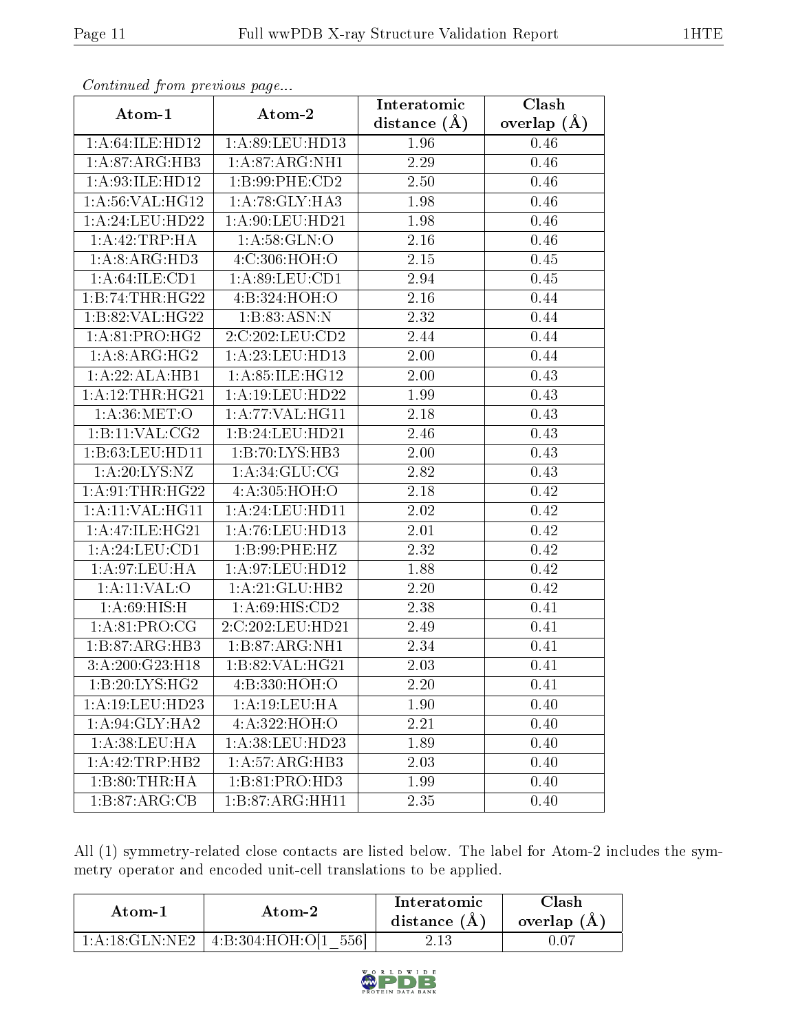*Continued from previous page...*

| Atom-1 | Atom-2 | Interatomic distance (Å) | Clash overlap (Å) |
|---|---|---|---|
| 1:A:64:ILE:HD12 | 1:A:89:LEU:HD13 | 1.96 | 0.46 |
| 1:A:87:ARG:HB3 | 1:A:87:ARG:NH1 | 2.29 | 0.46 |
| 1:A:93:ILE:HD12 | 1:B:99:PHE:CD2 | 2.50 | 0.46 |
| 1:A:56:VAL:HG12 | 1:A:78:GLY:HA3 | 1.98 | 0.46 |
| 1:A:24:LEU:HD22 | 1:A:90:LEU:HD21 | 1.98 | 0.46 |
| 1:A:42:TRP:HA | 1:A:58:GLN:O | 2.16 | 0.46 |
| 1:A:8:ARG:HD3 | 4:C:306:HOH:O | 2.15 | 0.45 |
| 1:A:64:ILE:CD1 | 1:A:89:LEU:CD1 | 2.94 | 0.45 |
| 1:B:74:THR:HG22 | 4:B:324:HOH:O | 2.16 | 0.44 |
| 1:B:82:VAL:HG22 | 1:B:83:ASN:N | 2.32 | 0.44 |
| 1:A:81:PRO:HG2 | 2:C:202:LEU:CD2 | 2.44 | 0.44 |
| 1:A:8:ARG:HG2 | 1:A:23:LEU:HD13 | 2.00 | 0.44 |
| 1:A:22:ALA:HB1 | 1:A:85:ILE:HG12 | 2.00 | 0.43 |
| 1:A:12:THR:HG21 | 1:A:19:LEU:HD22 | 1.99 | 0.43 |
| 1:A:36:MET:O | 1:A:77:VAL:HG11 | 2.18 | 0.43 |
| 1:B:11:VAL:CG2 | 1:B:24:LEU:HD21 | 2.46 | 0.43 |
| 1:B:63:LEU:HD11 | 1:B:70:LYS:HB3 | 2.00 | 0.43 |
| 1:A:20:LYS:NZ | 1:A:34:GLU:CG | 2.82 | 0.43 |
| 1:A:91:THR:HG22 | 4:A:305:HOH:O | 2.18 | 0.42 |
| 1:A:11:VAL:HG11 | 1:A:24:LEU:HD11 | 2.02 | 0.42 |
| 1:A:47:ILE:HG21 | 1:A:76:LEU:HD13 | 2.01 | 0.42 |
| 1:A:24:LEU:CD1 | 1:B:99:PHE:HZ | 2.32 | 0.42 |
| 1:A:97:LEU:HA | 1:A:97:LEU:HD12 | 1.88 | 0.42 |
| 1:A:11:VAL:O | 1:A:21:GLU:HB2 | 2.20 | 0.42 |
| 1:A:69:HIS:H | 1:A:69:HIS:CD2 | 2.38 | 0.41 |
| 1:A:81:PRO:CG | 2:C:202:LEU:HD21 | 2.49 | 0.41 |
| 1:B:87:ARG:HB3 | 1:B:87:ARG:NH1 | 2.34 | 0.41 |
| 3:A:200:G23:H18 | 1:B:82:VAL:HG21 | 2.03 | 0.41 |
| 1:B:20:LYS:HG2 | 4:B:330:HOH:O | 2.20 | 0.41 |
| 1:A:19:LEU:HD23 | 1:A:19:LEU:HA | 1.90 | 0.40 |
| 1:A:94:GLY:HA2 | 4:A:322:HOH:O | 2.21 | 0.40 |
| 1:A:38:LEU:HA | 1:A:38:LEU:HD23 | 1.89 | 0.40 |
| 1:A:42:TRP:HB2 | 1:A:57:ARG:HB3 | 2.03 | 0.40 |
| 1:B:80:THR:HA | 1:B:81:PRO:HD3 | 1.99 | 0.40 |
| 1:B:87:ARG:CB | 1:B:87:ARG:HH11 | 2.35 | 0.40 |

All (1) symmetry-related close contacts are listed below. The label for Atom-2 includes the symmetry operator and encoded unit-cell translations to be applied.

| Atom-1 | Atom-2 | Interatomic distance (Å) | Clash overlap (Å) |
|---|---|---|---|
| 1:A:18:GLN:NE2 | 4:B:304:HOH:O[1_556] | 2.13 | 0.07 |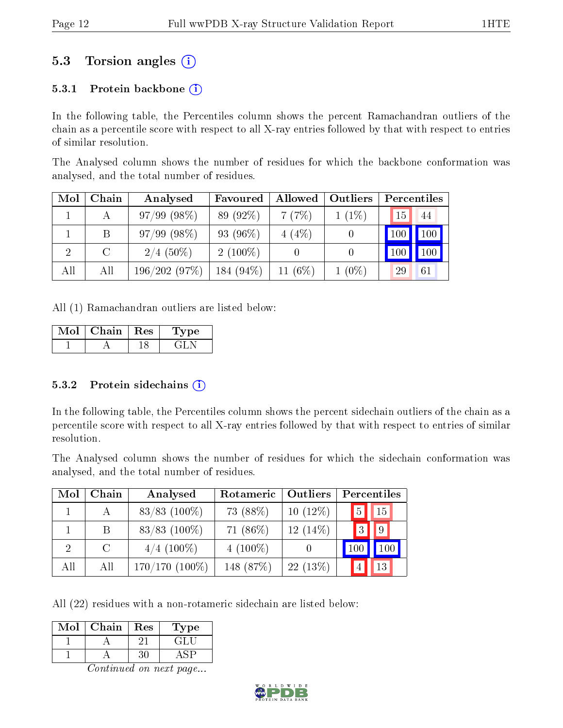## 5.3 Torsion angles (i)

### 5.3.1 Protein backbone (i)

In the following table, the Percentiles column shows the percent Ramachandran outliers of the chain as a percentile score with respect to all X-ray entries followed by that with respect to entries of similar resolution.

The Analysed column shows the number of residues for which the backbone conformation was analysed, and the total number of residues.

| Mol | Chain | Analysed | Favoured | Allowed | Outliers | Percentiles | |
|---|---|---|---|---|---|---|---|
| 1 | A | 97/99 (98%) | 89 (92%) | 7 (7%) | 1 (1%) | 15 | 44 |
| 1 | B | 97/99 (98%) | 93 (96%) | 4 (4%) | 0 | 100 | 100 |
| 2 | C | 2/4 (50%) | 2 (100%) | 0 | 0 | 100 | 100 |
| All | All | 196/202 (97%) | 184 (94%) | 11 (6%) | 1 (0%) | 29 | 61 |

All (1) Ramachandran outliers are listed below:

| Mol | Chain | Res | Type |
|---|---|---|---|
| 1 | A | 18 | GLN |

### 5.3.2 Protein sidechains (i)

In the following table, the Percentiles column shows the percent sidechain outliers of the chain as a percentile score with respect to all X-ray entries followed by that with respect to entries of similar resolution.

The Analysed column shows the number of residues for which the sidechain conformation was analysed, and the total number of residues.

| Mol | Chain | Analysed | Rotameric | Outliers | Percentiles | |
|---|---|---|---|---|---|---|
| 1 | A | 83/83 (100%) | 73 (88%) | 10 (12%) | 5 | 15 |
| 1 | B | 83/83 (100%) | 71 (86%) | 12 (14%) | 3 | 9 |
| 2 | C | 4/4 (100%) | 4 (100%) | 0 | 100 | 100 |
| All | All | 170/170 (100%) | 148 (87%) | 22 (13%) | 4 | 13 |

All (22) residues with a non-rotameric sidechain are listed below:

| Mol | Chain | Res | Type |
|---|---|---|---|
| 1 | A | 21 | GLU |
| 1 | A | 30 | ASP |

*Continued on next page...*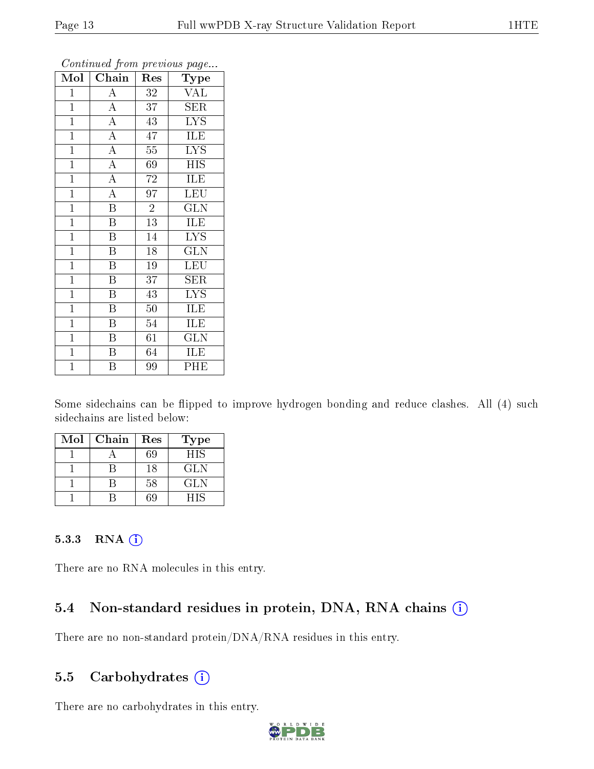*Continued from previous page...*

| Mol | Chain | Res | Type |
|---|---|---|---|
| 1 | A | 32 | VAL |
| 1 | A | 37 | SER |
| 1 | A | 43 | LYS |
| 1 | A | 47 | ILE |
| 1 | A | 55 | LYS |
| 1 | A | 69 | HIS |
| 1 | A | 72 | ILE |
| 1 | A | 97 | LEU |
| 1 | B | 2 | GLN |
| 1 | B | 13 | ILE |
| 1 | B | 14 | LYS |
| 1 | B | 18 | GLN |
| 1 | B | 19 | LEU |
| 1 | B | 37 | SER |
| 1 | B | 43 | LYS |
| 1 | B | 50 | ILE |
| 1 | B | 54 | ILE |
| 1 | B | 61 | GLN |
| 1 | B | 64 | ILE |
| 1 | B | 99 | PHE |

Some sidechains can be flipped to improve hydrogen bonding and reduce clashes. All (4) such sidechains are listed below:

| Mol | Chain | Res | Type |
|---|---|---|---|
| 1 | A | 69 | HIS |
| 1 | B | 18 | GLN |
| 1 | B | 58 | GLN |
| 1 | B | 69 | HIS |

### 5.3.3 RNA

There are no RNA molecules in this entry.

## 5.4 Non-standard residues in protein, DNA, RNA chains

There are no non-standard protein/DNA/RNA residues in this entry.

## 5.5 Carbohydrates

There are no carbohydrates in this entry.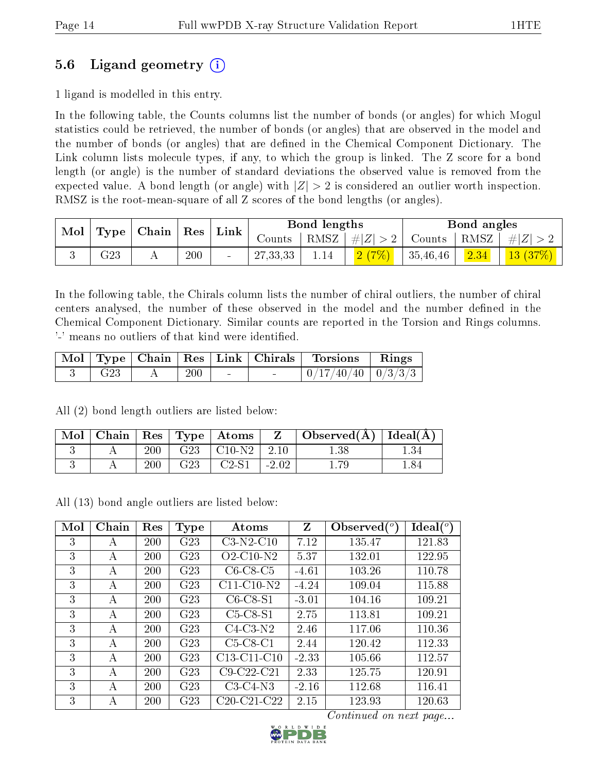## 5.6 Ligand geometry (i)

1 ligand is modelled in this entry.

In the following table, the Counts columns list the number of bonds (or angles) for which Mogul statistics could be retrieved, the number of bonds (or angles) that are observed in the model and the number of bonds (or angles) that are defined in the Chemical Component Dictionary. The Link column lists molecule types, if any, to which the group is linked. The Z score for a bond length (or angle) is the number of standard deviations the observed value is removed from the expected value. A bond length (or angle) with $|Z| > 2$ is considered an outlier worth inspection. RMSZ is the root-mean-square of all Z scores of the bond lengths (or angles).

| Mol | Type | Chain | Res | Link | Bond lengths | | | Bond angles | | |
|---|---|---|---|---|---|---|---|---|---|---|
| | | | | | Counts | RMSZ | $\#\|Z\| > 2$ | Counts | RMSZ | $\#\|Z\| > 2$ |
| 3 | G23 | A | 200 | - | 27,33,33 | 1.14 | 2 (7%) | 35,46,46 | 2.34 | 13 (37%) |

In the following table, the Chirals column lists the number of chiral outliers, the number of chiral centers analysed, the number of these observed in the model and the number defined in the Chemical Component Dictionary. Similar counts are reported in the Torsion and Rings columns. '-' means no outliers of that kind were identified.

| Mol | Type | Chain | Res | Link | Chirals | Torsions | Rings |
|---|---|---|---|---|---|---|---|
| 3 | G23 | A | 200 | - | - | 0/17/40/40 | 0/3/3/3 |

All (2) bond length outliers are listed below:

| Mol | Chain | Res | Type | Atoms | Z | Observed(Å) | Ideal(Å) |
|---|---|---|---|---|---|---|---|
| 3 | A | 200 | G23 | C10-N2 | 2.10 | 1.38 | 1.34 |
| 3 | A | 200 | G23 | C2-S1 | -2.02 | 1.79 | 1.84 |

All (13) bond angle outliers are listed below:

| Mol | Chain | Res | Type | Atoms | Z | Observed($^o$) | Ideal($^o$) |
|---|---|---|---|---|---|---|---|
| 3 | A | 200 | G23 | C3-N2-C10 | 7.12 | 135.47 | 121.83 |
| 3 | A | 200 | G23 | O2-C10-N2 | 5.37 | 132.01 | 122.95 |
| 3 | A | 200 | G23 | C6-C8-C5 | -4.61 | 103.26 | 110.78 |
| 3 | A | 200 | G23 | C11-C10-N2 | -4.24 | 109.04 | 115.88 |
| 3 | A | 200 | G23 | C6-C8-S1 | -3.01 | 104.16 | 109.21 |
| 3 | A | 200 | G23 | C5-C8-S1 | 2.75 | 113.81 | 109.21 |
| 3 | A | 200 | G23 | C4-C3-N2 | 2.46 | 117.06 | 110.36 |
| 3 | A | 200 | G23 | C5-C8-C1 | 2.44 | 120.42 | 112.33 |
| 3 | A | 200 | G23 | C13-C11-C10 | -2.33 | 105.66 | 112.57 |
| 3 | A | 200 | G23 | C9-C22-C21 | 2.33 | 125.75 | 120.91 |
| 3 | A | 200 | G23 | C3-C4-N3 | -2.16 | 112.68 | 116.41 |
| 3 | A | 200 | G23 | C20-C21-C22 | 2.15 | 123.93 | 120.63 |

*Continued on next page...*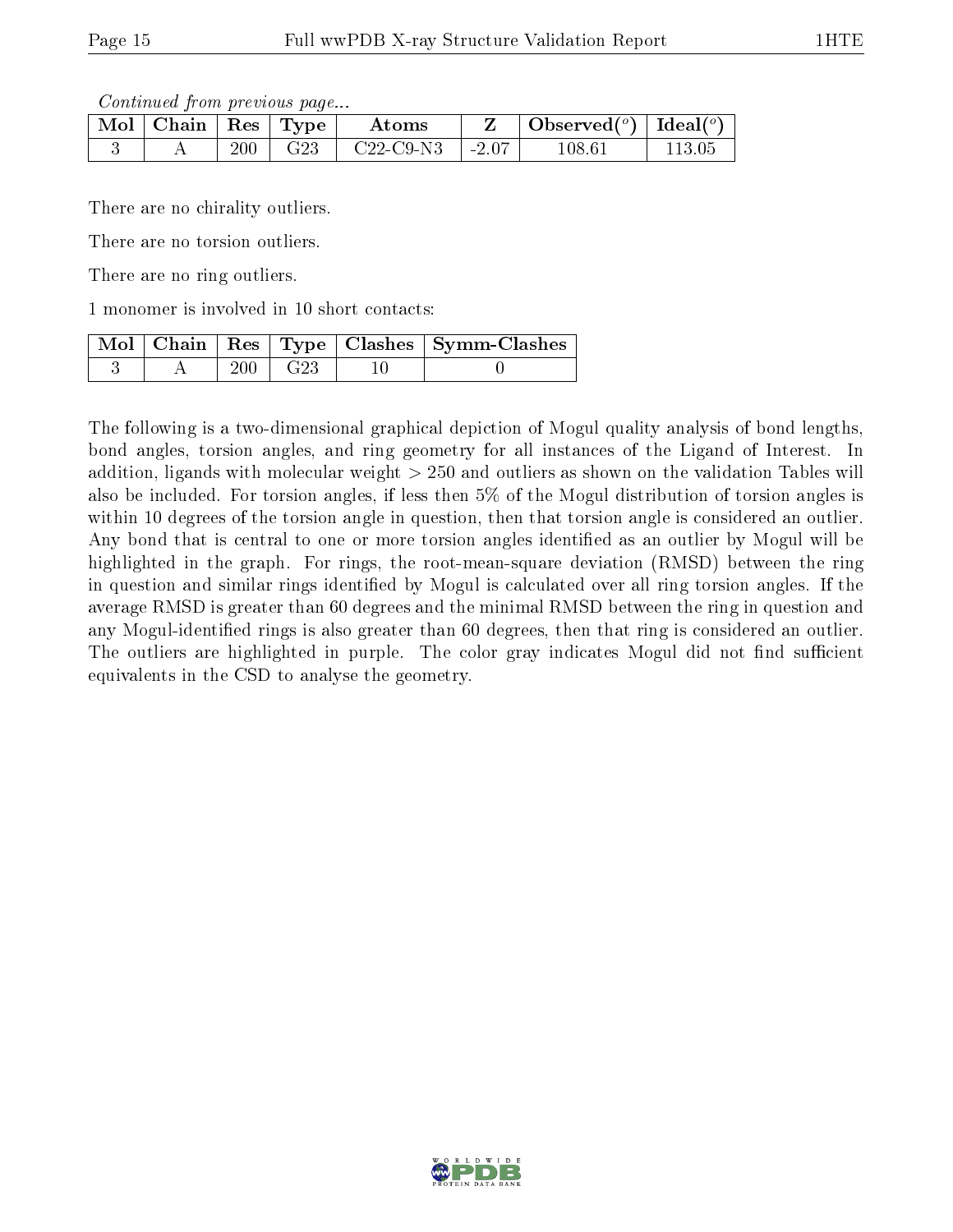*Continued from previous page...*

| Mol | Chain | Res | Type | Atoms | Z | Observed(°) | Ideal(°) |
|---|---|---|---|---|---|---|---|
| 3 | A | 200 | G23 | C22-C9-N3 | -2.07 | 108.61 | 113.05 |

There are no chirality outliers.

There are no torsion outliers.

There are no ring outliers.

1 monomer is involved in 10 short contacts:

| Mol | Chain | Res | Type | Clashes | Symm-Clashes |
|---|---|---|---|---|---|
| 3 | A | 200 | G23 | 10 | 0 |

The following is a two-dimensional graphical depiction of Mogul quality analysis of bond lengths, bond angles, torsion angles, and ring geometry for all instances of the Ligand of Interest. In addition, ligands with molecular weight > 250 and outliers as shown on the validation Tables will also be included. For torsion angles, if less then 5% of the Mogul distribution of torsion angles is within 10 degrees of the torsion angle in question, then that torsion angle is considered an outlier. Any bond that is central to one or more torsion angles identified as an outlier by Mogul will be highlighted in the graph. For rings, the root-mean-square deviation (RMSD) between the ring in question and similar rings identified by Mogul is calculated over all ring torsion angles. If the average RMSD is greater than 60 degrees and the minimal RMSD between the ring in question and any Mogul-identified rings is also greater than 60 degrees, then that ring is considered an outlier. The outliers are highlighted in purple. The color gray indicates Mogul did not find sufficient equivalents in the CSD to analyse the geometry.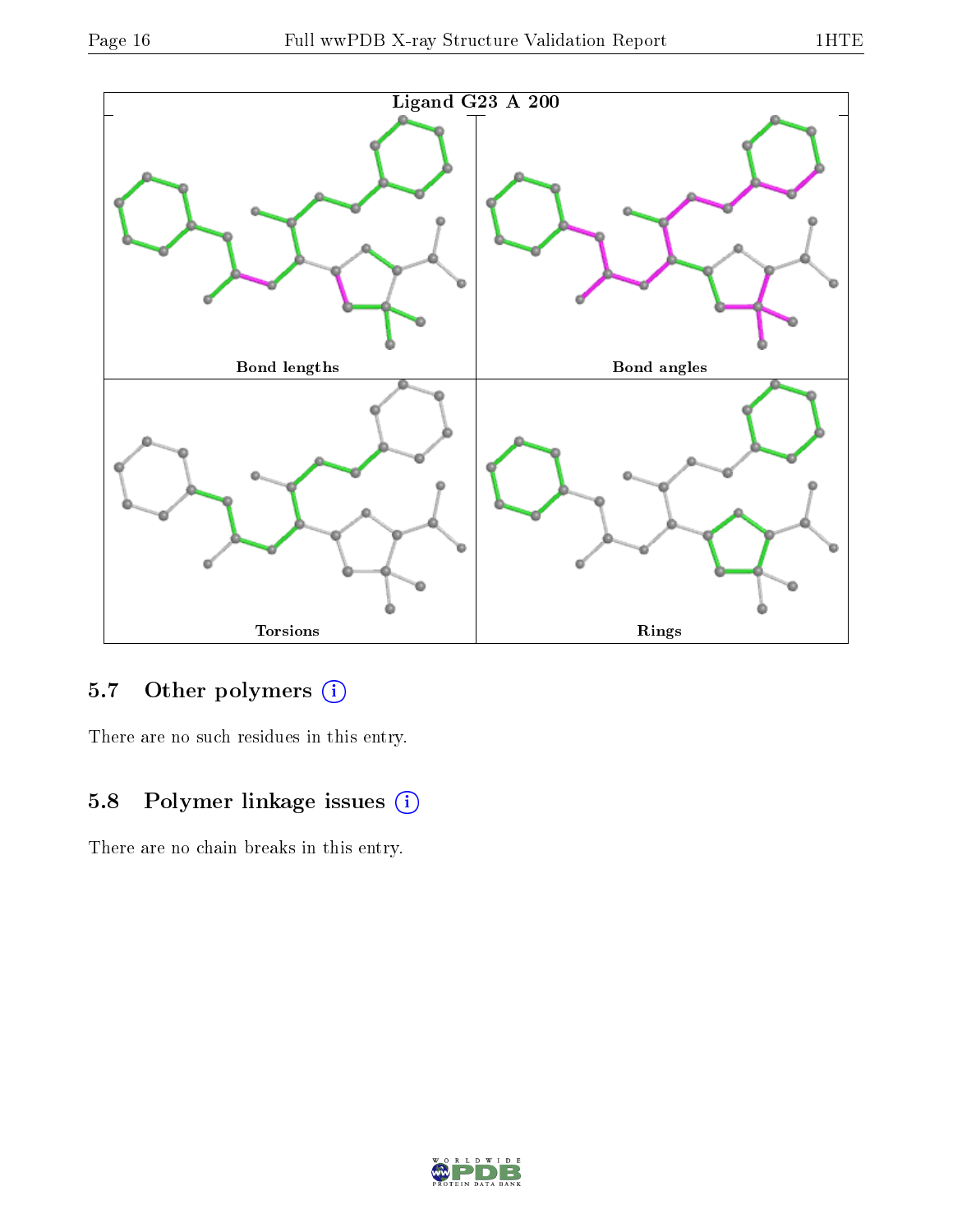Ligand G23 A 200

Bond lengths

Bond angles

Torsions

Rings

### 5.7 Other polymers (i)

There are no such residues in this entry.

### 5.8 Polymer linkage issues (i)

There are no chain breaks in this entry.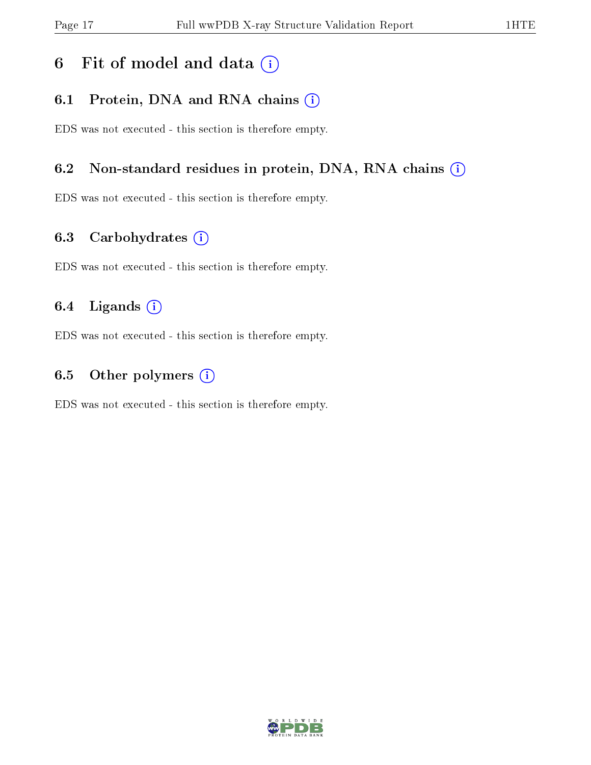# 6 Fit of model and data

## 6.1 Protein, DNA and RNA chains

EDS was not executed - this section is therefore empty.

## 6.2 Non-standard residues in protein, DNA, RNA chains

EDS was not executed - this section is therefore empty.

## 6.3 Carbohydrates

EDS was not executed - this section is therefore empty.

## 6.4 Ligands

EDS was not executed - this section is therefore empty.

## 6.5 Other polymers

EDS was not executed - this section is therefore empty.